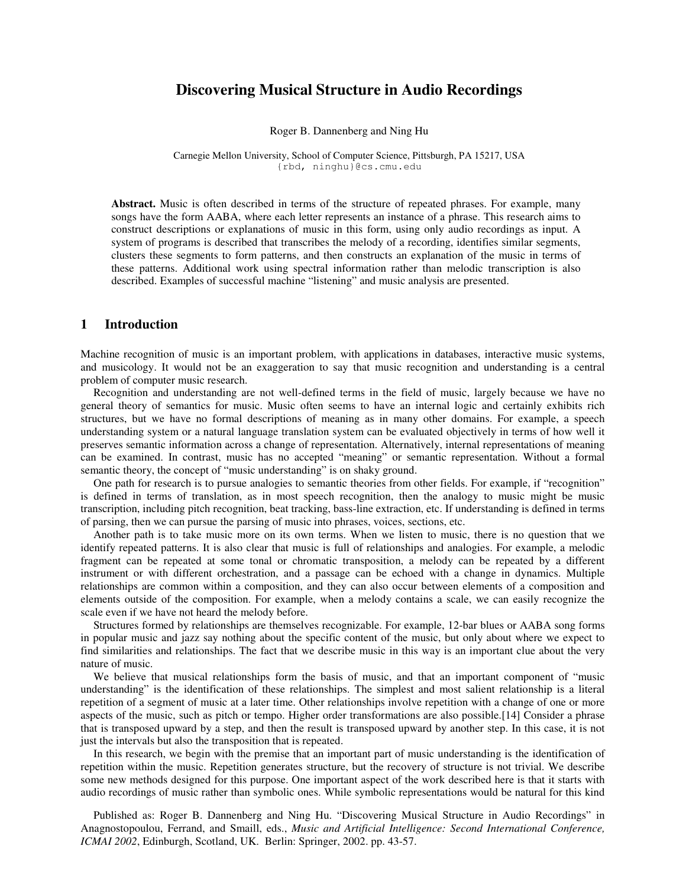# Discovering Musical Structure in Audio Recordings

Roger B. Dannenberg and Ning Hu

Carnegie Mellon University, School of Computer Science, Pittsburgh, PA 15217, USA
{rbd, ninghu}@cs.cmu.edu

**Abstract.** Music is often described in terms of the structure of repeated phrases. For example, many songs have the form AABA, where each letter represents an instance of a phrase. This research aims to construct descriptions or explanations of music in this form, using only audio recordings as input. A system of programs is described that transcribes the melody of a recording, identifies similar segments, clusters these segments to form patterns, and then constructs an explanation of the music in terms of these patterns. Additional work using spectral information rather than melodic transcription is also described. Examples of successful machine "listening" and music analysis are presented.

## 1 Introduction

Machine recognition of music is an important problem, with applications in databases, interactive music systems, and musicology. It would not be an exaggeration to say that music recognition and understanding is a central problem of computer music research.

Recognition and understanding are not well-defined terms in the field of music, largely because we have no general theory of semantics for music. Music often seems to have an internal logic and certainly exhibits rich structures, but we have no formal descriptions of meaning as in many other domains. For example, a speech understanding system or a natural language translation system can be evaluated objectively in terms of how well it preserves semantic information across a change of representation. Alternatively, internal representations of meaning can be examined. In contrast, music has no accepted "meaning" or semantic representation. Without a formal semantic theory, the concept of "music understanding" is on shaky ground.

One path for research is to pursue analogies to semantic theories from other fields. For example, if "recognition" is defined in terms of translation, as in most speech recognition, then the analogy to music might be music transcription, including pitch recognition, beat tracking, bass-line extraction, etc. If understanding is defined in terms of parsing, then we can pursue the parsing of music into phrases, voices, sections, etc.

Another path is to take music more on its own terms. When we listen to music, there is no question that we identify repeated patterns. It is also clear that music is full of relationships and analogies. For example, a melodic fragment can be repeated at some tonal or chromatic transposition, a melody can be repeated by a different instrument or with different orchestration, and a passage can be echoed with a change in dynamics. Multiple relationships are common within a composition, and they can also occur between elements of a composition and elements outside of the composition. For example, when a melody contains a scale, we can easily recognize the scale even if we have not heard the melody before.

Structures formed by relationships are themselves recognizable. For example, 12-bar blues or AABA song forms in popular music and jazz say nothing about the specific content of the music, but only about where we expect to find similarities and relationships. The fact that we describe music in this way is an important clue about the very nature of music.

We believe that musical relationships form the basis of music, and that an important component of "music understanding" is the identification of these relationships. The simplest and most salient relationship is a literal repetition of a segment of music at a later time. Other relationships involve repetition with a change of one or more aspects of the music, such as pitch or tempo. Higher order transformations are also possible.[14] Consider a phrase that is transposed upward by a step, and then the result is transposed upward by another step. In this case, it is not just the intervals but also the transposition that is repeated.

In this research, we begin with the premise that an important part of music understanding is the identification of repetition within the music. Repetition generates structure, but the recovery of structure is not trivial. We describe some new methods designed for this purpose. One important aspect of the work described here is that it starts with audio recordings of music rather than symbolic ones. While symbolic representations would be natural for this kind

Published as: Roger B. Dannenberg and Ning Hu. "Discovering Musical Structure in Audio Recordings" in Anagnostopoulou, Ferrand, and Smaill, eds., *Music and Artificial Intelligence: Second International Conference, ICMAI 2002*, Edinburgh, Scotland, UK. Berlin: Springer, 2002. pp. 43-57.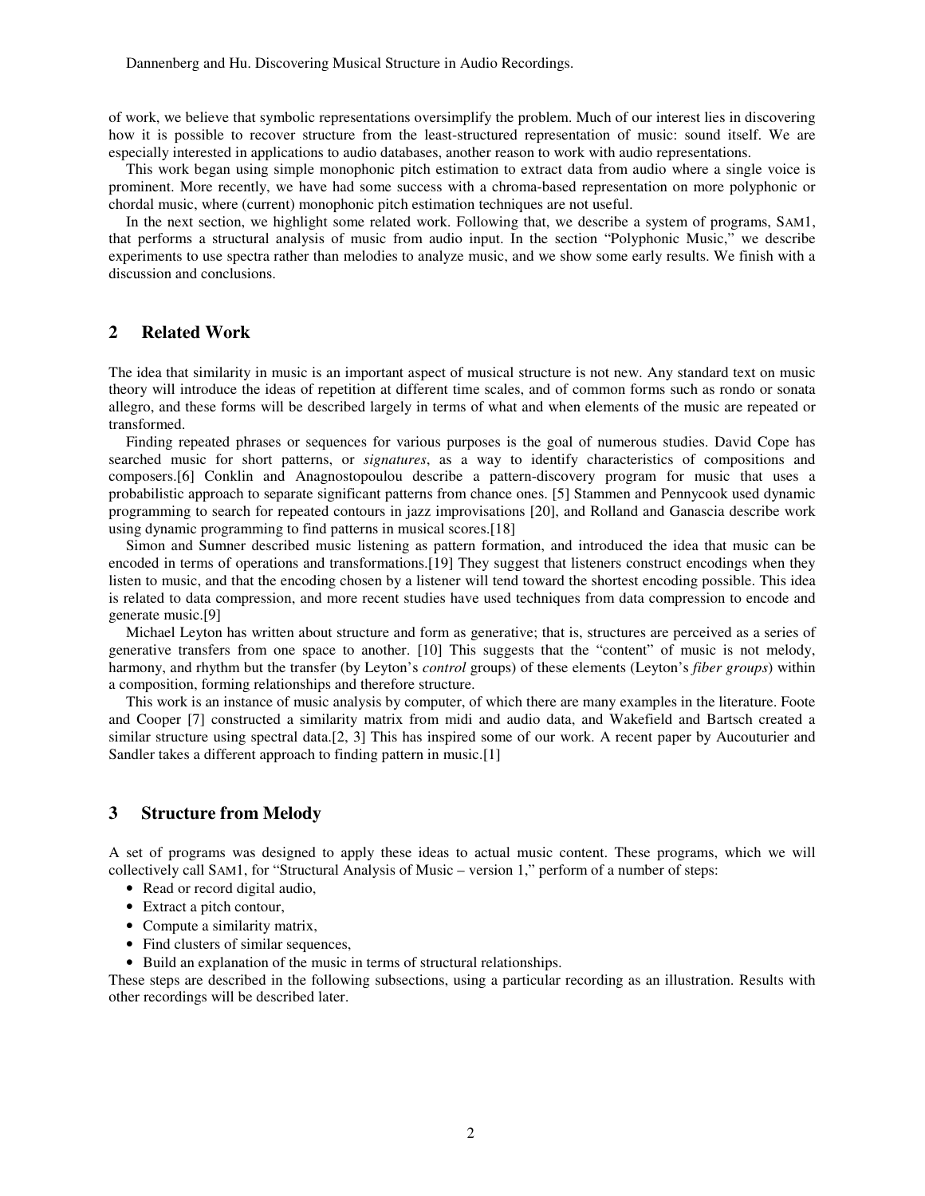of work, we believe that symbolic representations oversimplify the problem. Much of our interest lies in discovering how it is possible to recover structure from the least-structured representation of music: sound itself. We are especially interested in applications to audio databases, another reason to work with audio representations.

This work began using simple monophonic pitch estimation to extract data from audio where a single voice is prominent. More recently, we have had some success with a chroma-based representation on more polyphonic or chordal music, where (current) monophonic pitch estimation techniques are not useful.

In the next section, we highlight some related work. Following that, we describe a system of programs, SAM1, that performs a structural analysis of music from audio input. In the section "Polyphonic Music," we describe experiments to use spectra rather than melodies to analyze music, and we show some early results. We finish with a discussion and conclusions.

## 2 Related Work

The idea that similarity in music is an important aspect of musical structure is not new. Any standard text on music theory will introduce the ideas of repetition at different time scales, and of common forms such as rondo or sonata allegro, and these forms will be described largely in terms of what and when elements of the music are repeated or transformed.

Finding repeated phrases or sequences for various purposes is the goal of numerous studies. David Cope has searched music for short patterns, or *signatures*, as a way to identify characteristics of compositions and composers.[6] Conklin and Anagnostopoulou describe a pattern-discovery program for music that uses a probabilistic approach to separate significant patterns from chance ones. [5] Stammen and Pennycook used dynamic programming to search for repeated contours in jazz improvisations [20], and Rolland and Ganascia describe work using dynamic programming to find patterns in musical scores.[18]

Simon and Sumner described music listening as pattern formation, and introduced the idea that music can be encoded in terms of operations and transformations.[19] They suggest that listeners construct encodings when they listen to music, and that the encoding chosen by a listener will tend toward the shortest encoding possible. This idea is related to data compression, and more recent studies have used techniques from data compression to encode and generate music.[9]

Michael Leyton has written about structure and form as generative; that is, structures are perceived as a series of generative transfers from one space to another. [10] This suggests that the "content" of music is not melody, harmony, and rhythm but the transfer (by Leyton's *control* groups) of these elements (Leyton's *fiber groups*) within a composition, forming relationships and therefore structure.

This work is an instance of music analysis by computer, of which there are many examples in the literature. Foote and Cooper [7] constructed a similarity matrix from midi and audio data, and Wakefield and Bartsch created a similar structure using spectral data.[2, 3] This has inspired some of our work. A recent paper by Aucouturier and Sandler takes a different approach to finding pattern in music.[1]

## 3 Structure from Melody

A set of programs was designed to apply these ideas to actual music content. These programs, which we will collectively call SAM1, for "Structural Analysis of Music – version 1," perform of a number of steps:

- Read or record digital audio,
- Extract a pitch contour,
- Compute a similarity matrix,
- Find clusters of similar sequences,
- Build an explanation of the music in terms of structural relationships.

These steps are described in the following subsections, using a particular recording as an illustration. Results with other recordings will be described later.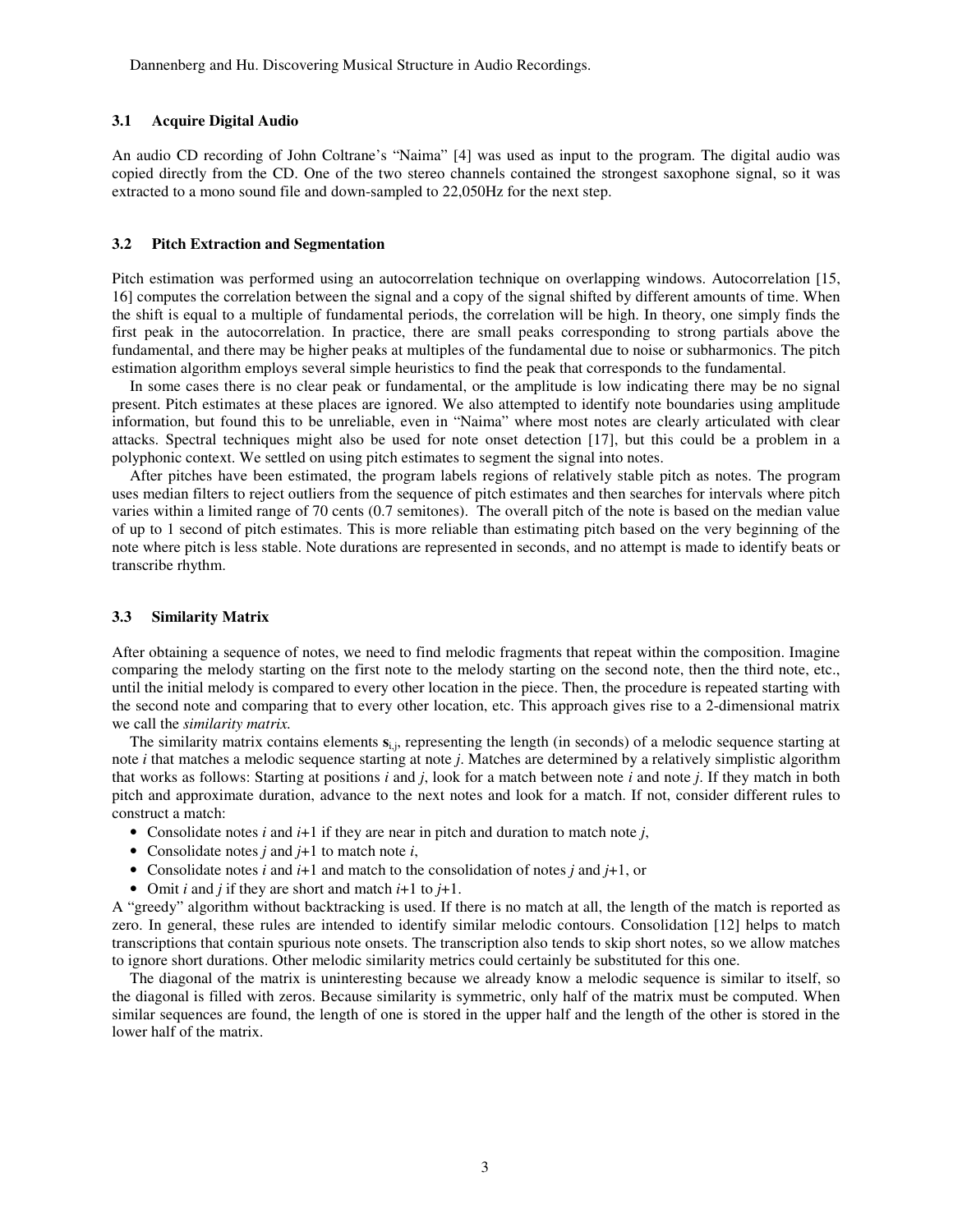### 3.1 Acquire Digital Audio

An audio CD recording of John Coltrane's "Naima" [4] was used as input to the program. The digital audio was copied directly from the CD. One of the two stereo channels contained the strongest saxophone signal, so it was extracted to a mono sound file and down-sampled to 22,050Hz for the next step.

### 3.2 Pitch Extraction and Segmentation

Pitch estimation was performed using an autocorrelation technique on overlapping windows. Autocorrelation [15, 16] computes the correlation between the signal and a copy of the signal shifted by different amounts of time. When the shift is equal to a multiple of fundamental periods, the correlation will be high. In theory, one simply finds the first peak in the autocorrelation. In practice, there are small peaks corresponding to strong partials above the fundamental, and there may be higher peaks at multiples of the fundamental due to noise or subharmonics. The pitch estimation algorithm employs several simple heuristics to find the peak that corresponds to the fundamental.

In some cases there is no clear peak or fundamental, or the amplitude is low indicating there may be no signal present. Pitch estimates at these places are ignored. We also attempted to identify note boundaries using amplitude information, but found this to be unreliable, even in "Naima" where most notes are clearly articulated with clear attacks. Spectral techniques might also be used for note onset detection [17], but this could be a problem in a polyphonic context. We settled on using pitch estimates to segment the signal into notes.

After pitches have been estimated, the program labels regions of relatively stable pitch as notes. The program uses median filters to reject outliers from the sequence of pitch estimates and then searches for intervals where pitch varies within a limited range of 70 cents (0.7 semitones). The overall pitch of the note is based on the median value of up to 1 second of pitch estimates. This is more reliable than estimating pitch based on the very beginning of the note where pitch is less stable. Note durations are represented in seconds, and no attempt is made to identify beats or transcribe rhythm.

### 3.3 Similarity Matrix

After obtaining a sequence of notes, we need to find melodic fragments that repeat within the composition. Imagine comparing the melody starting on the first note to the melody starting on the second note, then the third note, etc., until the initial melody is compared to every other location in the piece. Then, the procedure is repeated starting with the second note and comparing that to every other location, etc. This approach gives rise to a 2-dimensional matrix we call the *similarity matrix*.

The similarity matrix contains elements $\mathbf{s}_{i,j}$, representing the length (in seconds) of a melodic sequence starting at note $i$ that matches a melodic sequence starting at note $j$. Matches are determined by a relatively simplistic algorithm that works as follows: Starting at positions $i$ and $j$, look for a match between note $i$ and note $j$. If they match in both pitch and approximate duration, advance to the next notes and look for a match. If not, consider different rules to construct a match:

- Consolidate notes $i$ and $i$+1 if they are near in pitch and duration to match note $j$,
- Consolidate notes $j$ and $j$+1 to match note $i$,
- Consolidate notes $i$ and $i$+1 and match to the consolidation of notes $j$ and $j$+1, or
- Omit $i$ and $j$ if they are short and match $i$+1 to $j$+1.

A "greedy" algorithm without backtracking is used. If there is no match at all, the length of the match is reported as zero. In general, these rules are intended to identify similar melodic contours. Consolidation [12] helps to match transcriptions that contain spurious note onsets. The transcription also tends to skip short notes, so we allow matches to ignore short durations. Other melodic similarity metrics could certainly be substituted for this one.

The diagonal of the matrix is uninteresting because we already know a melodic sequence is similar to itself, so the diagonal is filled with zeros. Because similarity is symmetric, only half of the matrix must be computed. When similar sequences are found, the length of one is stored in the upper half and the length of the other is stored in the lower half of the matrix.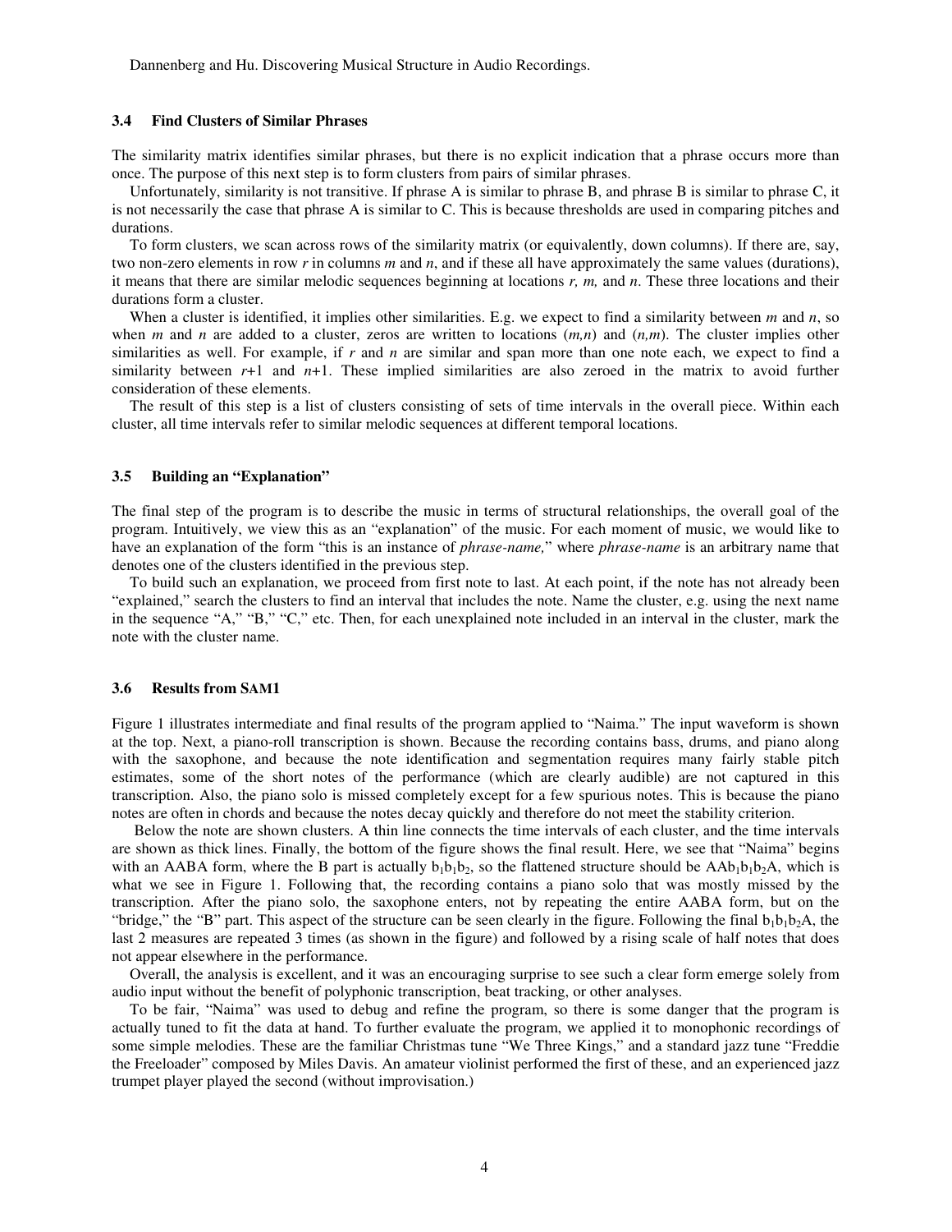### 3.4 Find Clusters of Similar Phrases

The similarity matrix identifies similar phrases, but there is no explicit indication that a phrase occurs more than once. The purpose of this next step is to form clusters from pairs of similar phrases.

Unfortunately, similarity is not transitive. If phrase A is similar to phrase B, and phrase B is similar to phrase C, it is not necessarily the case that phrase A is similar to C. This is because thresholds are used in comparing pitches and durations.

To form clusters, we scan across rows of the similarity matrix (or equivalently, down columns). If there are, say, two non-zero elements in row $r$ in columns $m$ and $n$, and if these all have approximately the same values (durations), it means that there are similar melodic sequences beginning at locations $r$, $m$, and $n$. These three locations and their durations form a cluster.

When a cluster is identified, it implies other similarities. E.g. we expect to find a similarity between $m$ and $n$, so when $m$ and $n$ are added to a cluster, zeros are written to locations $(m,n)$ and $(n,m)$. The cluster implies other similarities as well. For example, if $r$ and $n$ are similar and span more than one note each, we expect to find a similarity between $r+1$ and $n+1$. These implied similarities are also zeroed in the matrix to avoid further consideration of these elements.

The result of this step is a list of clusters consisting of sets of time intervals in the overall piece. Within each cluster, all time intervals refer to similar melodic sequences at different temporal locations.

### 3.5 Building an "Explanation"

The final step of the program is to describe the music in terms of structural relationships, the overall goal of the program. Intuitively, we view this as an "explanation" of the music. For each moment of music, we would like to have an explanation of the form "this is an instance of *phrase-name*," where *phrase-name* is an arbitrary name that denotes one of the clusters identified in the previous step.

To build such an explanation, we proceed from first note to last. At each point, if the note has not already been "explained," search the clusters to find an interval that includes the note. Name the cluster, e.g. using the next name in the sequence "A," "B," "C," etc. Then, for each unexplained note included in an interval in the cluster, mark the note with the cluster name.

### 3.6 Results from SAM1

Figure 1 illustrates intermediate and final results of the program applied to "Naima." The input waveform is shown at the top. Next, a piano-roll transcription is shown. Because the recording contains bass, drums, and piano along with the saxophone, and because the note identification and segmentation requires many fairly stable pitch estimates, some of the short notes of the performance (which are clearly audible) are not captured in this transcription. Also, the piano solo is missed completely except for a few spurious notes. This is because the piano notes are often in chords and because the notes decay quickly and therefore do not meet the stability criterion.

Below the note are shown clusters. A thin line connects the time intervals of each cluster, and the time intervals are shown as thick lines. Finally, the bottom of the figure shows the final result. Here, we see that "Naima" begins with an AABA form, where the B part is actually $b_1b_1b_2$, so the flattened structure should be $AAb_1b_1b_2A$, which is what we see in Figure 1. Following that, the recording contains a piano solo that was mostly missed by the transcription. After the piano solo, the saxophone enters, not by repeating the entire AABA form, but on the "bridge," the "B" part. This aspect of the structure can be seen clearly in the figure. Following the final $b_1b_1b_2A$, the last 2 measures are repeated 3 times (as shown in the figure) and followed by a rising scale of half notes that does not appear elsewhere in the performance.

Overall, the analysis is excellent, and it was an encouraging surprise to see such a clear form emerge solely from audio input without the benefit of polyphonic transcription, beat tracking, or other analyses.

To be fair, "Naima" was used to debug and refine the program, so there is some danger that the program is actually tuned to fit the data at hand. To further evaluate the program, we applied it to monophonic recordings of some simple melodies. These are the familiar Christmas tune "We Three Kings," and a standard jazz tune "Freddie the Freeloader" composed by Miles Davis. An amateur violinist performed the first of these, and an experienced jazz trumpet player played the second (without improvisation.)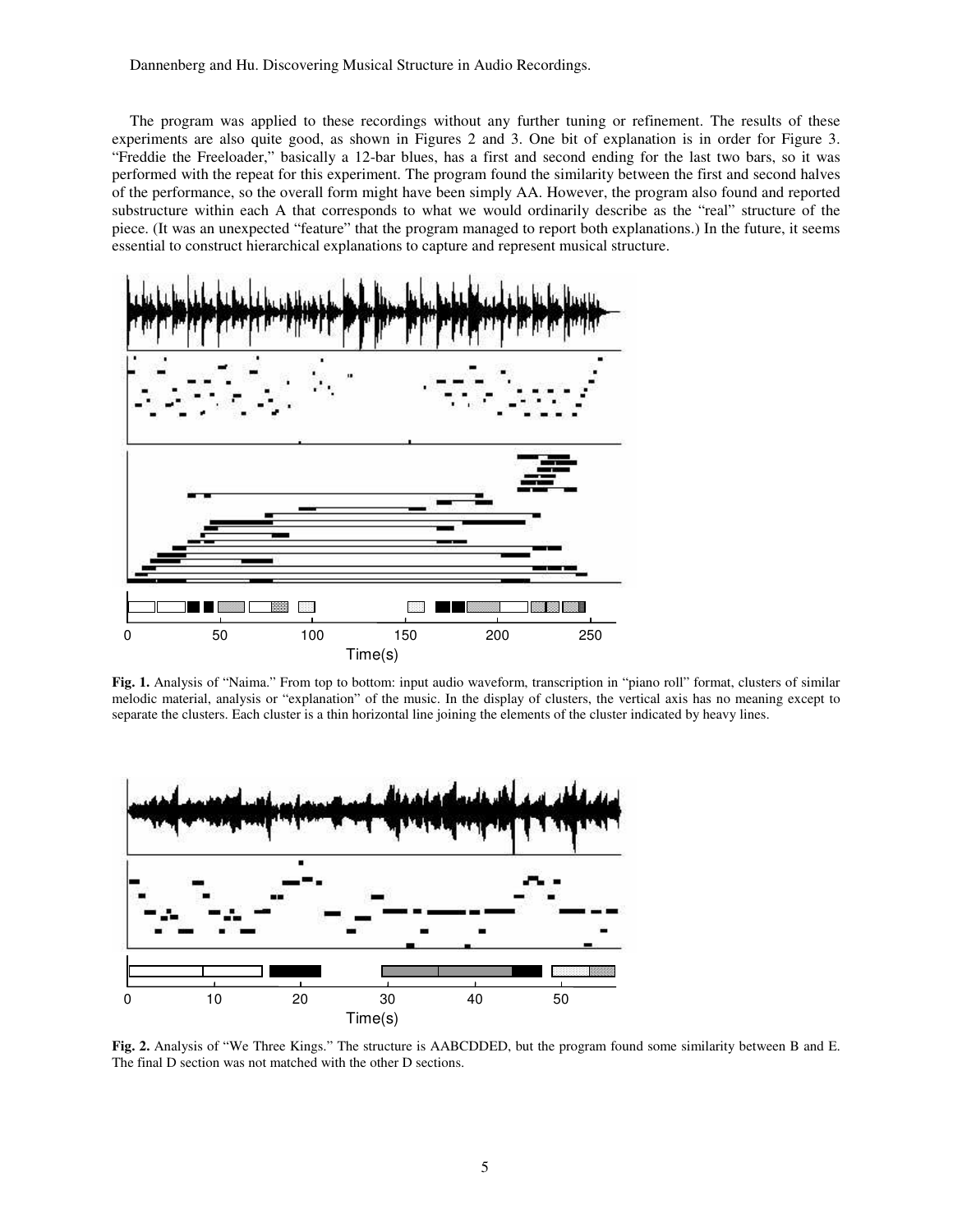The program was applied to these recordings without any further tuning or refinement. The results of these experiments are also quite good, as shown in Figures 2 and 3. One bit of explanation is in order for Figure 3. "Freddie the Freeloader," basically a 12-bar blues, has a first and second ending for the last two bars, so it was performed with the repeat for this experiment. The program found the similarity between the first and second halves of the performance, so the overall form might have been simply AA. However, the program also found and reported substructure within each A that corresponds to what we would ordinarily describe as the "real" structure of the piece. (It was an unexpected "feature" that the program managed to report both explanations.) In the future, it seems essential to construct hierarchical explanations to capture and represent musical structure.

**Fig. 1.** Analysis of "Naima." From top to bottom: input audio waveform, transcription in "piano roll" format, clusters of similar melodic material, analysis or "explanation" of the music. In the display of clusters, the vertical axis has no meaning except to separate the clusters. Each cluster is a thin horizontal line joining the elements of the cluster indicated by heavy lines.

**Fig. 2.** Analysis of "We Three Kings." The structure is AABCDDDED, but the program found some similarity between B and E. The final D section was not matched with the other D sections.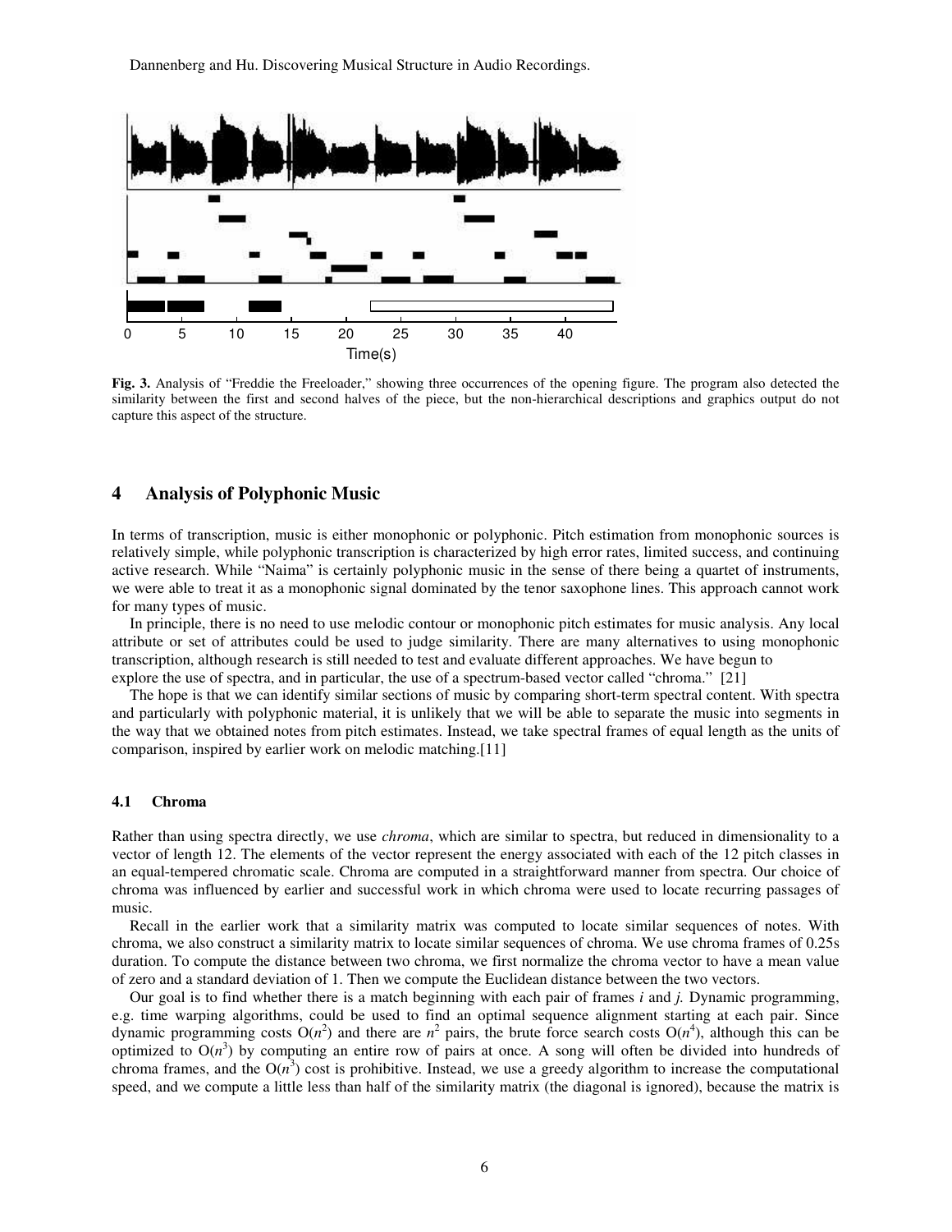**Fig. 3.** Analysis of "Freddie the Freeloader," showing three occurrences of the opening figure. The program also detected the similarity between the first and second halves of the piece, but the non-hierarchical descriptions and graphics output do not capture this aspect of the structure.

## 4 Analysis of Polyphonic Music

In terms of transcription, music is either monophonic or polyphonic. Pitch estimation from monophonic sources is relatively simple, while polyphonic transcription is characterized by high error rates, limited success, and continuing active research. While "Naima" is certainly polyphonic music in the sense of there being a quartet of instruments, we were able to treat it as a monophonic signal dominated by the tenor saxophone lines. This approach cannot work for many types of music.

In principle, there is no need to use melodic contour or monophonic pitch estimates for music analysis. Any local attribute or set of attributes could be used to judge similarity. There are many alternatives to using monophonic transcription, although research is still needed to test and evaluate different approaches. We have begun to explore the use of spectra, and in particular, the use of a spectrum-based vector called "chroma." [21]

The hope is that we can identify similar sections of music by comparing short-term spectral content. With spectra and particularly with polyphonic material, it is unlikely that we will be able to separate the music into segments in the way that we obtained notes from pitch estimates. Instead, we take spectral frames of equal length as the units of comparison, inspired by earlier work on melodic matching.[11]

### 4.1 Chroma

Rather than using spectra directly, we use *chroma*, which are similar to spectra, but reduced in dimensionality to a vector of length 12. The elements of the vector represent the energy associated with each of the 12 pitch classes in an equal-tempered chromatic scale. Chroma are computed in a straightforward manner from spectra. Our choice of chroma was influenced by earlier and successful work in which chroma were used to locate recurring passages of music.

Recall in the earlier work that a similarity matrix was computed to locate similar sequences of notes. With chroma, we also construct a similarity matrix to locate similar sequences of chroma. We use chroma frames of 0.25s duration. To compute the distance between two chroma, we first normalize the chroma vector to have a mean value of zero and a standard deviation of 1. Then we compute the Euclidean distance between the two vectors.

Our goal is to find whether there is a match beginning with each pair of frames *i* and *j*. Dynamic programming, e.g. time warping algorithms, could be used to find an optimal sequence alignment starting at each pair. Since dynamic programming costs $O(n^2)$ and there are $n^2$ pairs, the brute force search costs $O(n^4)$, although this can be optimized to $O(n^3)$ by computing an entire row of pairs at once. A song will often be divided into hundreds of chroma frames, and the $O(n^3)$ cost is prohibitive. Instead, we use a greedy algorithm to increase the computational speed, and we compute a little less than half of the similarity matrix (the diagonal is ignored), because the matrix is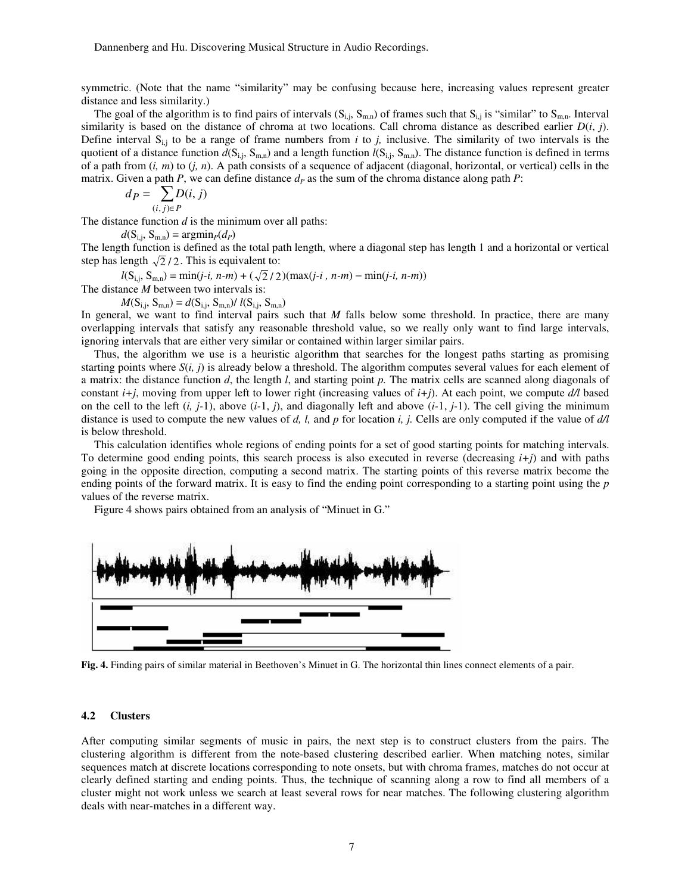symmetric. (Note that the name "similarity" may be confusing because here, increasing values represent greater distance and less similarity.)

The goal of the algorithm is to find pairs of intervals ($S_{i,j}$, $S_{m,n}$) of frames such that $S_{i,j}$ is "similar" to $S_{m,n}$. Interval similarity is based on the distance of chroma at two locations. Call chroma distance as described earlier $D(i, j)$. Define interval $S_{i,j}$ to be a range of frame numbers from $i$ to $j$, inclusive. The similarity of two intervals is the quotient of a distance function $d(S_{i,j}, S_{m,n})$ and a length function $l(S_{i,j}, S_{m,n})$. The distance function is defined in terms of a path from $(i, m)$ to $(j, n)$. A path consists of a sequence of adjacent (diagonal, horizontal, or vertical) cells in the matrix. Given a path $P$, we can define distance $d_P$ as the sum of the chroma distance along path $P$:

$$d_P = \sum_{(i,j) \in P} D(i, j)$$

The distance function $d$ is the minimum over all paths:

$$d(S_{i,j}, S_{m,n}) = \text{argmin}_P(d_P)$$

The length function is defined as the total path length, where a diagonal step has length 1 and a horizontal or vertical step has length $\sqrt{2}/2$. This is equivalent to:

$$l(S_{i,j}, S_{m,n}) = \min(j\text{-}i, n\text{-}m) + (\sqrt{2}/2)(\max(j\text{-}i, n\text{-}m) - \min(j\text{-}i, n\text{-}m))$$

The distance $M$ between two intervals is:

$$M(S_{i,j}, S_{m,n}) = d(S_{i,j}, S_{m,n}) / l(S_{i,j}, S_{m,n})$$

In general, we want to find interval pairs such that $M$ falls below some threshold. In practice, there are many overlapping intervals that satisfy any reasonable threshold value, so we really only want to find large intervals, ignoring intervals that are either very similar or contained within larger similar pairs.

Thus, the algorithm we use is a heuristic algorithm that searches for the longest paths starting as promising starting points where $S(i, j)$ is already below a threshold. The algorithm computes several values for each element of a matrix: the distance function $d$, the length $l$, and starting point $p$. The matrix cells are scanned along diagonals of constant $i+j$, moving from upper left to lower right (increasing values of $i+j$). At each point, we compute $d/l$ based on the cell to the left $(i, j\text{-}1)$, above $(i\text{-}1, j)$, and diagonally left and above $(i\text{-}1, j\text{-}1)$. The cell giving the minimum distance is used to compute the new values of $d$, $l$, and $p$ for location $i$, $j$. Cells are only computed if the value of $d/l$ is below threshold.

This calculation identifies whole regions of ending points for a set of good starting points for matching intervals. To determine good ending points, this search process is also executed in reverse (decreasing $i+j$) and with paths going in the opposite direction, computing a second matrix. The starting points of this reverse matrix become the ending points of the forward matrix. It is easy to find the ending point corresponding to a starting point using the $p$ values of the reverse matrix.

Figure 4 shows pairs obtained from an analysis of "Minuet in G."

**Fig. 4.** Finding pairs of similar material in Beethoven's Minuet in G. The horizontal thin lines connect elements of a pair.

### 4.2 Clusters

After computing similar segments of music in pairs, the next step is to construct clusters from the pairs. The clustering algorithm is different from the note-based clustering described earlier. When matching notes, similar sequences match at discrete locations corresponding to note onsets, but with chroma frames, matches do not occur at clearly defined starting and ending points. Thus, the technique of scanning along a row to find all members of a cluster might not work unless we search at least several rows for near matches. The following clustering algorithm deals with near-matches in a different way.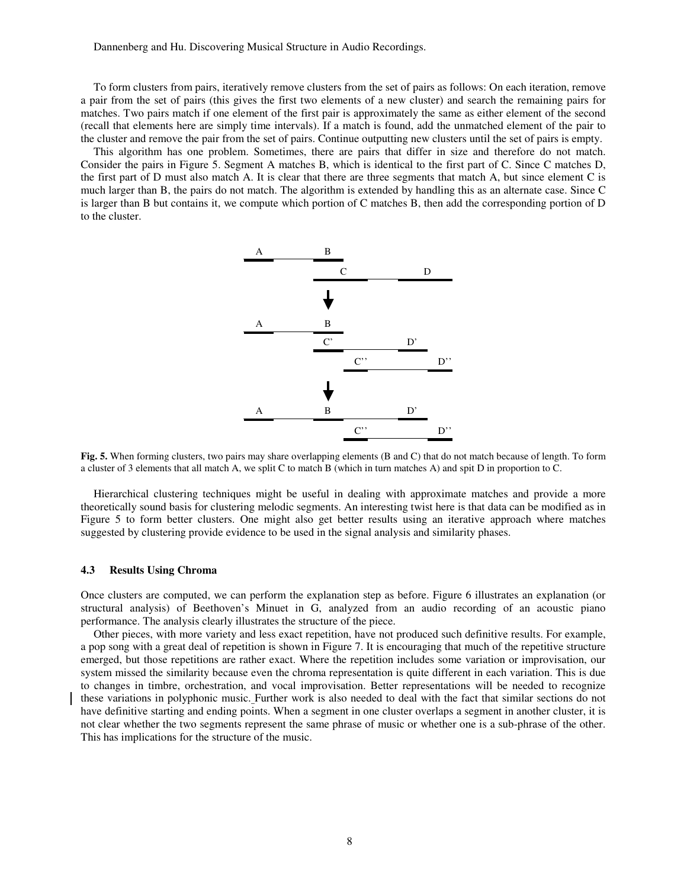To form clusters from pairs, iteratively remove clusters from the set of pairs as follows: On each iteration, remove a pair from the set of pairs (this gives the first two elements of a new cluster) and search the remaining pairs for matches. Two pairs match if one element of the first pair is approximately the same as either element of the second (recall that elements here are simply time intervals). If a match is found, add the unmatched element of the pair to the cluster and remove the pair from the set of pairs. Continue outputting new clusters until the set of pairs is empty.

This algorithm has one problem. Sometimes, there are pairs that differ in size and therefore do not match. Consider the pairs in Figure 5. Segment A matches B, which is identical to the first part of C. Since C matches D, the first part of D must also match A. It is clear that there are three segments that match A, but since element C is much larger than B, the pairs do not match. The algorithm is extended by handling this as an alternate case. Since C is larger than B but contains it, we compute which portion of C matches B, then add the corresponding portion of D to the cluster.

A B
C D
A B
C' D'
C'' D''
A B D'
C'' D''

**Fig. 5.** When forming clusters, two pairs may share overlapping elements (B and C) that do not match because of length. To form a cluster of 3 elements that all match A, we split C to match B (which in turn matches A) and spit D in proportion to C.

Hierarchical clustering techniques might be useful in dealing with approximate matches and provide a more theoretically sound basis for clustering melodic segments. An interesting twist here is that data can be modified as in Figure 5 to form better clusters. One might also get better results using an iterative approach where matches suggested by clustering provide evidence to be used in the signal analysis and similarity phases.

### 4.3 Results Using Chroma

Once clusters are computed, we can perform the explanation step as before. Figure 6 illustrates an explanation (or structural analysis) of Beethoven's Minuet in G, analyzed from an audio recording of an acoustic piano performance. The analysis clearly illustrates the structure of the piece.

Other pieces, with more variety and less exact repetition, have not produced such definitive results. For example, a pop song with a great deal of repetition is shown in Figure 7. It is encouraging that much of the repetitive structure emerged, but those repetitions are rather exact. Where the repetition includes some variation or improvisation, our system missed the similarity because even the chroma representation is quite different in each variation. This is due to changes in timbre, orchestration, and vocal improvisation. Better representations will be needed to recognize these variations in polyphonic music. Further work is also needed to deal with the fact that similar sections do not have definitive starting and ending points. When a segment in one cluster overlaps a segment in another cluster, it is not clear whether the two segments represent the same phrase of music or whether one is a sub-phrase of the other. This has implications for the structure of the music.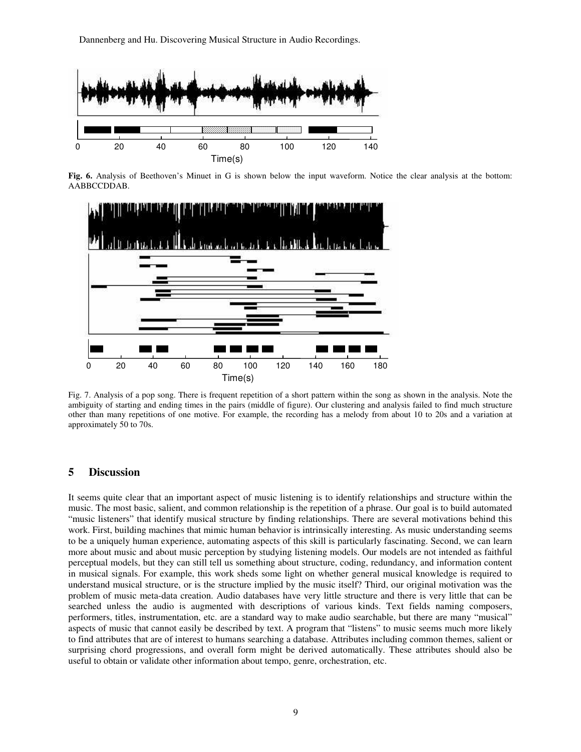0
20
40
60
80
100
120
140
Time(s)

**Fig. 6.** Analysis of Beethoven's Minuet in G is shown below the input waveform. Notice the clear analysis at the bottom: AABBCCDDAB.

0
20
40
60
80
100
120
140
160
180
Time(s)

Fig. 7. Analysis of a pop song. There is frequent repetition of a short pattern within the song as shown in the analysis. Note the ambiguity of starting and ending times in the pairs (middle of figure). Our clustering and analysis failed to find much structure other than many repetitions of one motive. For example, the recording has a melody from about 10 to 20s and a variation at approximately 50 to 70s.

## 5 Discussion

It seems quite clear that an important aspect of music listening is to identify relationships and structure within the music. The most basic, salient, and common relationship is the repetition of a phrase. Our goal is to build automated "music listeners" that identify musical structure by finding relationships. There are several motivations behind this work. First, building machines that mimic human behavior is intrinsically interesting. As music understanding seems to be a uniquely human experience, automating aspects of this skill is particularly fascinating. Second, we can learn more about music and about music perception by studying listening models. Our models are not intended as faithful perceptual models, but they can still tell us something about structure, coding, redundancy, and information content in musical signals. For example, this work sheds some light on whether general musical knowledge is required to understand musical structure, or is the structure implied by the music itself? Third, our original motivation was the problem of music meta-data creation. Audio databases have very little structure and there is very little that can be searched unless the audio is augmented with descriptions of various kinds. Text fields naming composers, performers, titles, instrumentation, etc. are a standard way to make audio searchable, but there are many "musical" aspects of music that cannot easily be described by text. A program that "listens" to music seems much more likely to find attributes that are of interest to humans searching a database. Attributes including common themes, salient or surprising chord progressions, and overall form might be derived automatically. These attributes should also be useful to obtain or validate other information about tempo, genre, orchestration, etc.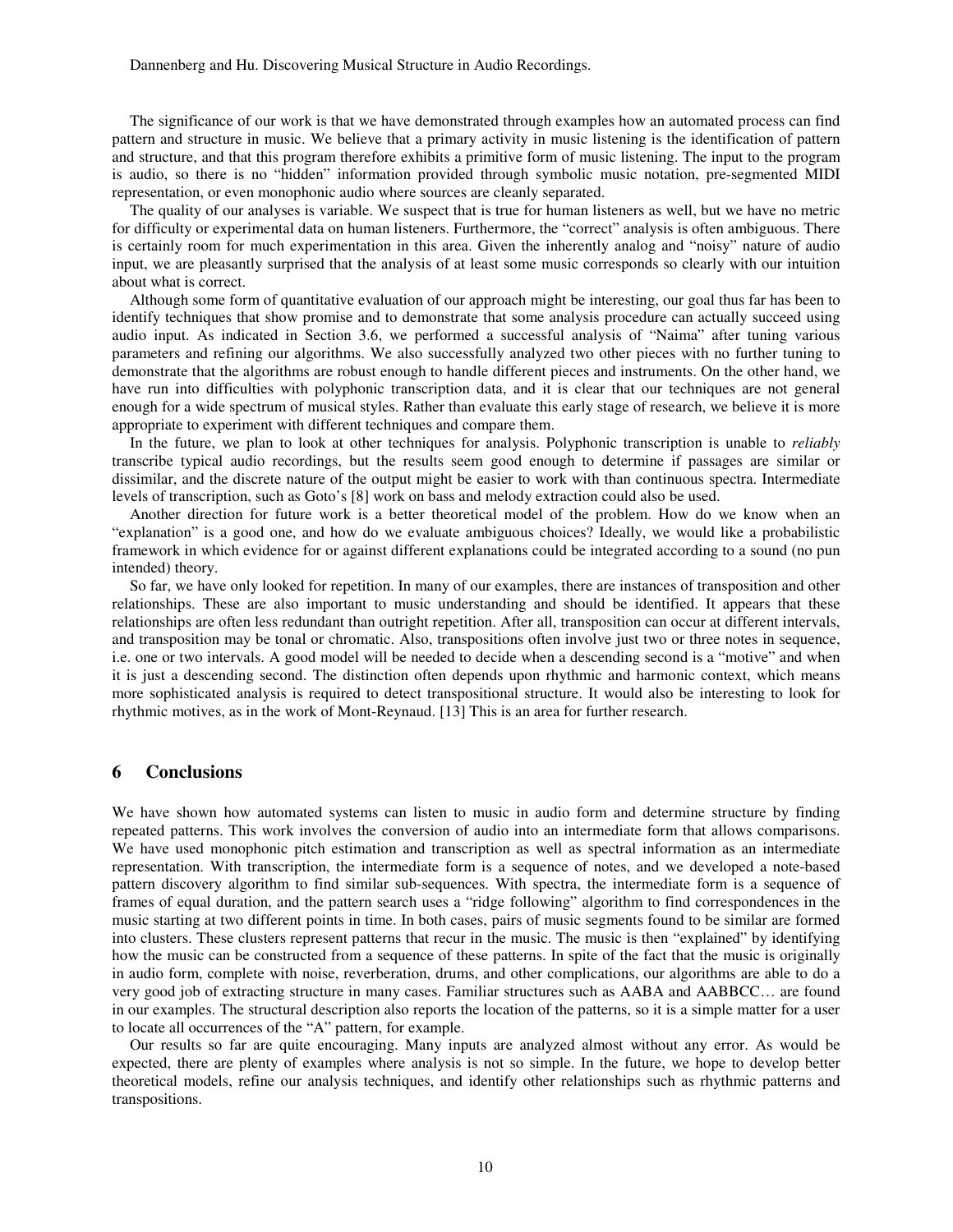The significance of our work is that we have demonstrated through examples how an automated process can find pattern and structure in music. We believe that a primary activity in music listening is the identification of pattern and structure, and that this program therefore exhibits a primitive form of music listening. The input to the program is audio, so there is no "hidden" information provided through symbolic music notation, pre-segmented MIDI representation, or even monophonic audio where sources are cleanly separated.

The quality of our analyses is variable. We suspect that is true for human listeners as well, but we have no metric for difficulty or experimental data on human listeners. Furthermore, the "correct" analysis is often ambiguous. There is certainly room for much experimentation in this area. Given the inherently analog and "noisy" nature of audio input, we are pleasantly surprised that the analysis of at least some music corresponds so clearly with our intuition about what is correct.

Although some form of quantitative evaluation of our approach might be interesting, our goal thus far has been to identify techniques that show promise and to demonstrate that some analysis procedure can actually succeed using audio input. As indicated in Section 3.6, we performed a successful analysis of "Naima" after tuning various parameters and refining our algorithms. We also successfully analyzed two other pieces with no further tuning to demonstrate that the algorithms are robust enough to handle different pieces and instruments. On the other hand, we have run into difficulties with polyphonic transcription data, and it is clear that our techniques are not general enough for a wide spectrum of musical styles. Rather than evaluate this early stage of research, we believe it is more appropriate to experiment with different techniques and compare them.

In the future, we plan to look at other techniques for analysis. Polyphonic transcription is unable to *reliably* transcribe typical audio recordings, but the results seem good enough to determine if passages are similar or dissimilar, and the discrete nature of the output might be easier to work with than continuous spectra. Intermediate levels of transcription, such as Goto's [8] work on bass and melody extraction could also be used.

Another direction for future work is a better theoretical model of the problem. How do we know when an "explanation" is a good one, and how do we evaluate ambiguous choices? Ideally, we would like a probabilistic framework in which evidence for or against different explanations could be integrated according to a sound (no pun intended) theory.

So far, we have only looked for repetition. In many of our examples, there are instances of transposition and other relationships. These are also important to music understanding and should be identified. It appears that these relationships are often less redundant than outright repetition. After all, transposition can occur at different intervals, and transposition may be tonal or chromatic. Also, transpositions often involve just two or three notes in sequence, i.e. one or two intervals. A good model will be needed to decide when a descending second is a "motive" and when it is just a descending second. The distinction often depends upon rhythmic and harmonic context, which means more sophisticated analysis is required to detect transpositional structure. It would also be interesting to look for rhythmic motives, as in the work of Mont-Reynaud. [13] This is an area for further research.

## 6 Conclusions

We have shown how automated systems can listen to music in audio form and determine structure by finding repeated patterns. This work involves the conversion of audio into an intermediate form that allows comparisons. We have used monophonic pitch estimation and transcription as well as spectral information as an intermediate representation. With transcription, the intermediate form is a sequence of notes, and we developed a note-based pattern discovery algorithm to find similar sub-sequences. With spectra, the intermediate form is a sequence of frames of equal duration, and the pattern search uses a "ridge following" algorithm to find correspondences in the music starting at two different points in time. In both cases, pairs of music segments found to be similar are formed into clusters. These clusters represent patterns that recur in the music. The music is then "explained" by identifying how the music can be constructed from a sequence of these patterns. In spite of the fact that the music is originally in audio form, complete with noise, reverberation, drums, and other complications, our algorithms are able to do a very good job of extracting structure in many cases. Familiar structures such as AABA and AABBCC… are found in our examples. The structural description also reports the location of the patterns, so it is a simple matter for a user to locate all occurrences of the "A" pattern, for example.

Our results so far are quite encouraging. Many inputs are analyzed almost without any error. As would be expected, there are plenty of examples where analysis is not so simple. In the future, we hope to develop better theoretical models, refine our analysis techniques, and identify other relationships such as rhythmic patterns and transpositions.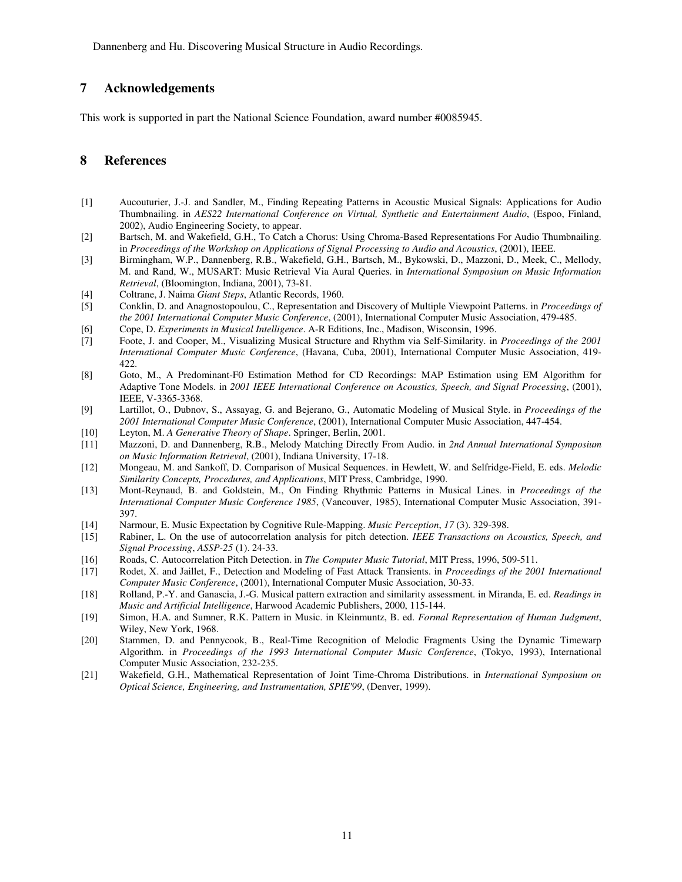## 7 Acknowledgements

This work is supported in part the National Science Foundation, award number #0085945.

## 8 References

[1] Aucouturier, J.-J. and Sandler, M., Finding Repeating Patterns in Acoustic Musical Signals: Applications for Audio Thumbnailing. in *AES22 International Conference on Virtual, Synthetic and Entertainment Audio*, (Espoo, Finland, 2002), Audio Engineering Society, to appear.

[2] Bartsch, M. and Wakefield, G.H., To Catch a Chorus: Using Chroma-Based Representations For Audio Thumbnailing. in *Proceedings of the Workshop on Applications of Signal Processing to Audio and Acoustics*, (2001), IEEE.

[3] Birmingham, W.P., Dannenberg, R.B., Wakefield, G.H., Bartsch, M., Bykowski, D., Mazzoni, D., Meek, C., Mellody, M. and Rand, W., MUSART: Music Retrieval Via Aural Queries. in *International Symposium on Music Information Retrieval*, (Bloomington, Indiana, 2001), 73-81.

[4] Coltrane, J. Naima *Giant Steps*, Atlantic Records, 1960.

[5] Conklin, D. and Anagnostopoulou, C., Representation and Discovery of Multiple Viewpoint Patterns. in *Proceedings of the 2001 International Computer Music Conference*, (2001), International Computer Music Association, 479-485.

[6] Cope, D. *Experiments in Musical Intelligence*. A-R Editions, Inc., Madison, Wisconsin, 1996.

[7] Foote, J. and Cooper, M., Visualizing Musical Structure and Rhythm via Self-Similarity. in *Proceedings of the 2001 International Computer Music Conference*, (Havana, Cuba, 2001), International Computer Music Association, 419-422.

[8] Goto, M., A Predominant-F0 Estimation Method for CD Recordings: MAP Estimation using EM Algorithm for Adaptive Tone Models. in *2001 IEEE International Conference on Acoustics, Speech, and Signal Processing*, (2001), IEEE, V-3365-3368.

[9] Lartillot, O., Dubnov, S., Assayag, G. and Bejerano, G., Automatic Modeling of Musical Style. in *Proceedings of the 2001 International Computer Music Conference*, (2001), International Computer Music Association, 447-454.

[10] Leyton, M. *A Generative Theory of Shape*. Springer, Berlin, 2001.

[11] Mazzoni, D. and Dannenberg, R.B., Melody Matching Directly From Audio. in *2nd Annual International Symposium on Music Information Retrieval*, (2001), Indiana University, 17-18.

[12] Mongeau, M. and Sankoff, D. Comparison of Musical Sequences. in Hewlett, W. and Selfridge-Field, E. eds. *Melodic Similarity Concepts, Procedures, and Applications*, MIT Press, Cambridge, 1990.

[13] Mont-Reynaud, B. and Goldstein, M., On Finding Rhythmic Patterns in Musical Lines. in *Proceedings of the International Computer Music Conference 1985*, (Vancouver, 1985), International Computer Music Association, 391-397.

[14] Narmour, E. Music Expectation by Cognitive Rule-Mapping. *Music Perception*, *17* (3). 329-398.

[15] Rabiner, L. On the use of autocorrelation analysis for pitch detection. *IEEE Transactions on Acoustics, Speech, and Signal Processing*, *ASSP-25* (1). 24-33.

[16] Roads, C. Autocorrelation Pitch Detection. in *The Computer Music Tutorial*, MIT Press, 1996, 509-511.

[17] Rodet, X. and Jaillet, F., Detection and Modeling of Fast Attack Transients. in *Proceedings of the 2001 International Computer Music Conference*, (2001), International Computer Music Association, 30-33.

[18] Rolland, P.-Y. and Ganascia, J.-G. Musical pattern extraction and similarity assessment. in Miranda, E. ed. *Readings in Music and Artificial Intelligence*, Harwood Academic Publishers, 2000, 115-144.

[19] Simon, H.A. and Sumner, R.K. Pattern in Music. in Kleinmuntz, B. ed. *Formal Representation of Human Judgment*, Wiley, New York, 1968.

[20] Stammen, D. and Pennycook, B., Real-Time Recognition of Melodic Fragments Using the Dynamic Timewarp Algorithm. in *Proceedings of the 1993 International Computer Music Conference*, (Tokyo, 1993), International Computer Music Association, 232-235.

[21] Wakefield, G.H., Mathematical Representation of Joint Time-Chroma Distributions. in *International Symposium on Optical Science, Engineering, and Instrumentation, SPIE'99*, (Denver, 1999).